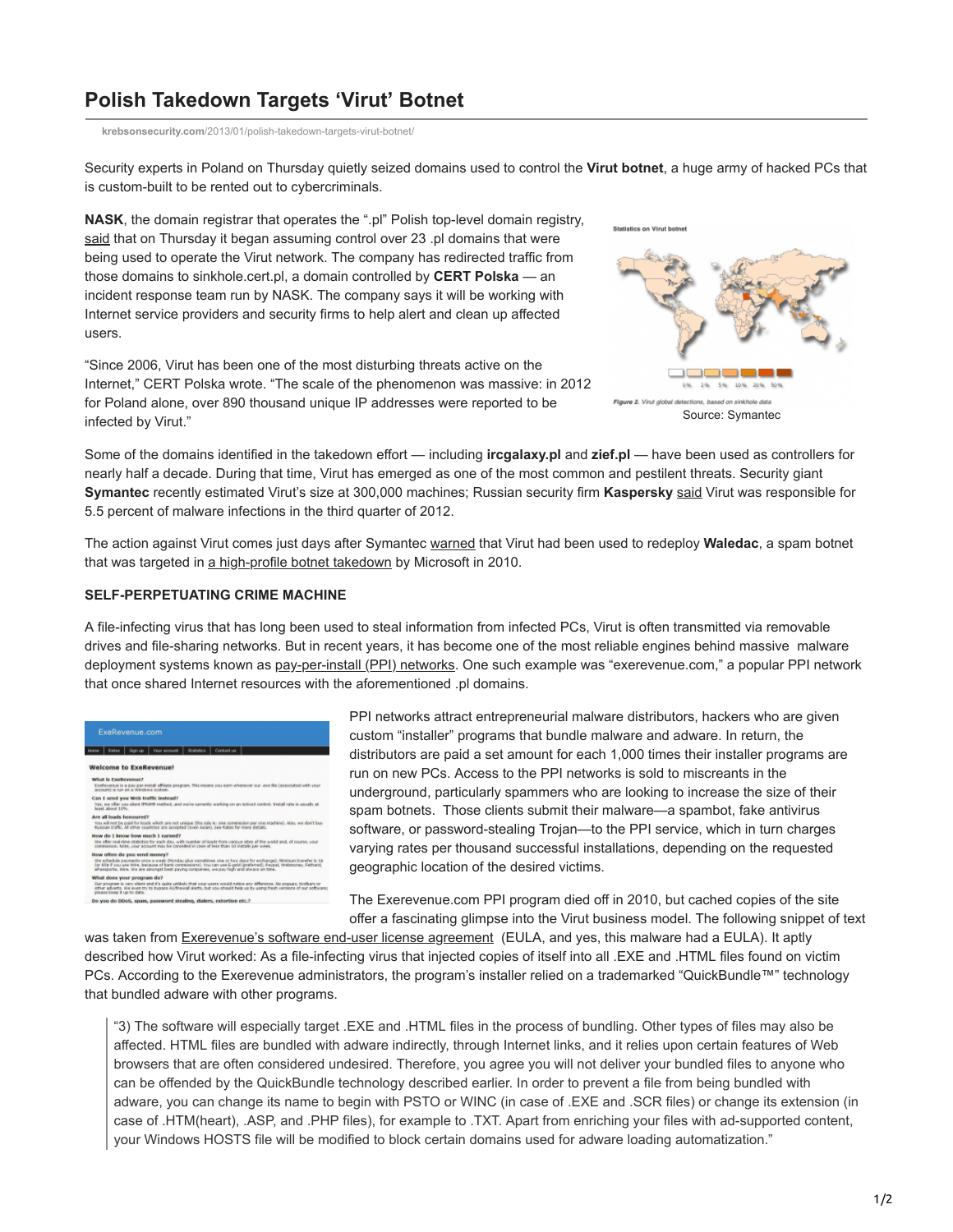# Polish Takedown Targets 'Virut' Botnet

krebsonsecurity.com/2013/01/polish-takedown-targets-virut-botnet/

Security experts in Poland on Thursday quietly seized domains used to control the **Virut botnet**, a huge army of hacked PCs that is custom-built to be rented out to cybercriminals.

**NASK**, the domain registrar that operates the ".pl" Polish top-level domain registry, said that on Thursday it began assuming control over 23 .pl domains that were being used to operate the Virut network. The company has redirected traffic from those domains to sinkhole.cert.pl, a domain controlled by **CERT Polska** — an incident response team run by NASK. The company says it will be working with Internet service providers and security firms to help alert and clean up affected users.

"Since 2006, Virut has been one of the most disturbing threats active on the Internet," CERT Polska wrote. "The scale of the phenomenon was massive: in 2012 for Poland alone, over 890 thousand unique IP addresses were reported to be infected by Virut."

Source: Symantec

Some of the domains identified in the takedown effort — including **ircgalaxy.pl** and **zief.pl** — have been used as controllers for nearly half a decade. During that time, Virut has emerged as one of the most common and pestilent threats. Security giant **Symantec** recently estimated Virut's size at 300,000 machines; Russian security firm **Kaspersky** said Virut was responsible for 5.5 percent of malware infections in the third quarter of 2012.

The action against Virut comes just days after Symantec warned that Virut had been used to redeploy **Waledac**, a spam botnet that was targeted in a high-profile botnet takedown by Microsoft in 2010.

**SELF-PERPETUATING CRIME MACHINE**

A file-infecting virus that has long been used to steal information from infected PCs, Virut is often transmitted via removable drives and file-sharing networks. But in recent years, it has become one of the most reliable engines behind massive malware deployment systems known as pay-per-install (PPI) networks. One such example was "exerevenue.com," a popular PPI network that once shared Internet resources with the aforementioned .pl domains.

PPI networks attract entrepreneurial malware distributors, hackers who are given custom "installer" programs that bundle malware and adware. In return, the distributors are paid a set amount for each 1,000 times their installer programs are run on new PCs. Access to the PPI networks is sold to miscreants in the underground, particularly spammers who are looking to increase the size of their spam botnets. Those clients submit their malware—a spambot, fake antivirus software, or password-stealing Trojan—to the PPI service, which in turn charges varying rates per thousand successful installations, depending on the requested geographic location of the desired victims.

The Exerevenue.com PPI program died off in 2010, but cached copies of the site offer a fascinating glimpse into the Virut business model. The following snippet of text was taken from Exerevenue's software end-user license agreement (EULA, and yes, this malware had a EULA). It aptly described how Virut worked: As a file-infecting virus that injected copies of itself into all .EXE and .HTML files found on victim PCs. According to the Exerevenue administrators, the program's installer relied on a trademarked "QuickBundle™" technology that bundled adware with other programs.

> "3) The software will especially target .EXE and .HTML files in the process of bundling. Other types of files may also be affected. HTML files are bundled with adware indirectly, through Internet links, and it relies upon certain features of Web browsers that are often considered undesired. Therefore, you agree you will not deliver your bundled files to anyone who can be offended by the QuickBundle technology described earlier. In order to prevent a file from being bundled with adware, you can change its name to begin with PSTO or WINC (in case of .EXE and .SCR files) or change its extension (in case of .HTM(heart), .ASP, and .PHP files), for example to .TXT. Apart from enriching your files with ad-supported content, your Windows HOSTS file will be modified to block certain domains used for adware loading automatization."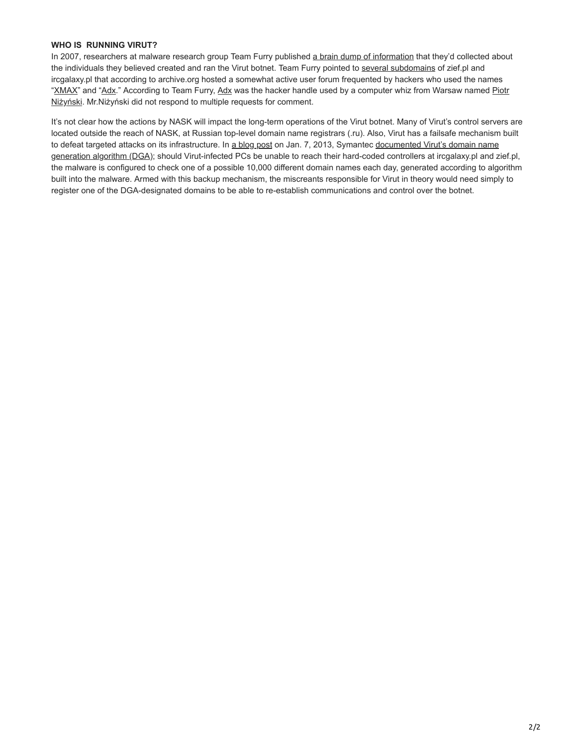**WHO IS RUNNING VIRUT?**

In 2007, researchers at malware research group Team Furry published a brain dump of information that they'd collected about the individuals they believed created and ran the Virut botnet. Team Furry pointed to several subdomains of zief.pl and ircgalaxy.pl that according to archive.org hosted a somewhat active user forum frequented by hackers who used the names "XMAX" and "Adx." According to Team Furry, Adx was the hacker handle used by a computer whiz from Warsaw named Piotr Niżyński. Mr.Niżyński did not respond to multiple requests for comment.

It's not clear how the actions by NASK will impact the long-term operations of the Virut botnet. Many of Virut's control servers are located outside the reach of NASK, at Russian top-level domain name registrars (.ru). Also, Virut has a failsafe mechanism built to defeat targeted attacks on its infrastructure. In a blog post on Jan. 7, 2013, Symantec documented Virut's domain name generation algorithm (DGA); should Virut-infected PCs be unable to reach their hard-coded controllers at ircgalaxy.pl and zief.pl, the malware is configured to check one of a possible 10,000 different domain names each day, generated according to algorithm built into the malware. Armed with this backup mechanism, the miscreants responsible for Virut in theory would need simply to register one of the DGA-designated domains to be able to re-establish communications and control over the botnet.